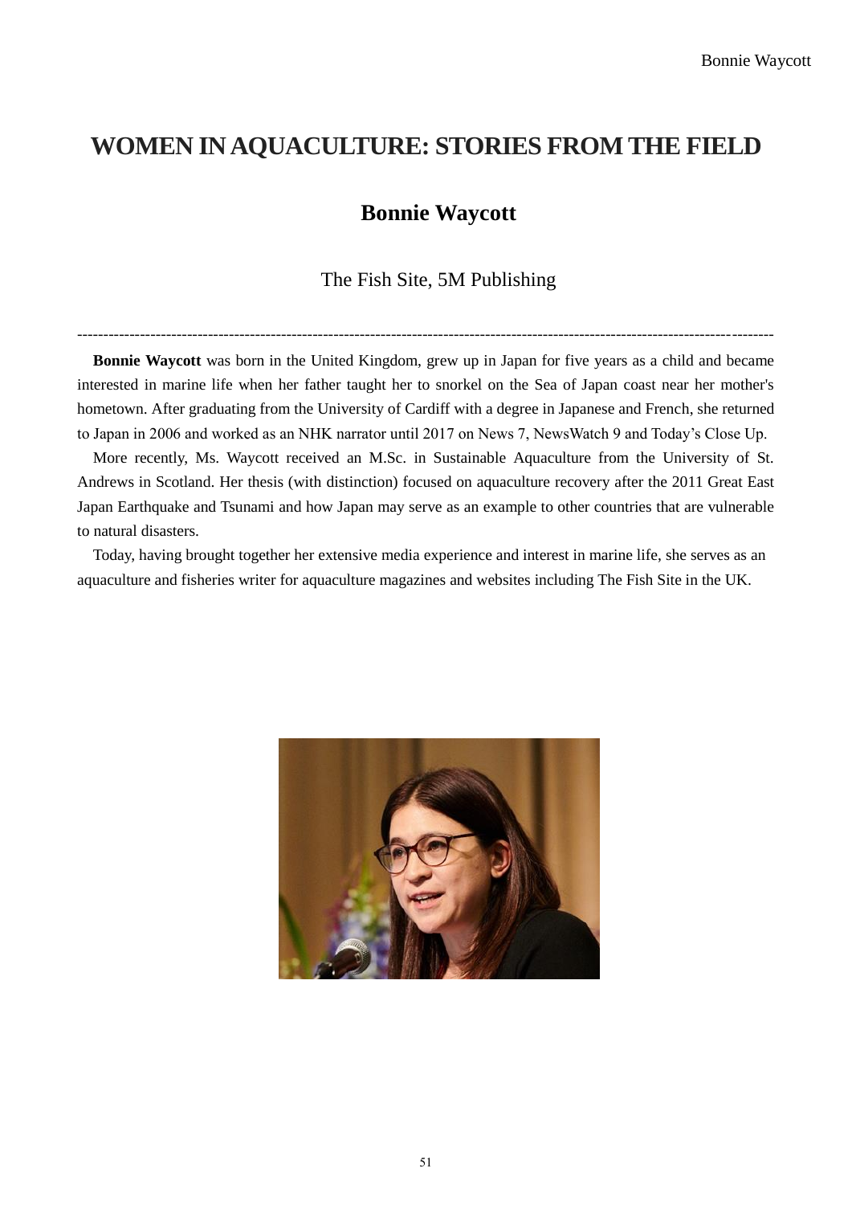# WOMEN IN AQUACULTURE: STORIES FROM THE FIELD

## Bonnie Waycott

The Fish Site, 5M Publishing

---

**Bonnie Waycott** was born in the United Kingdom, grew up in Japan for five years as a child and became interested in marine life when her father taught her to snorkel on the Sea of Japan coast near her mother's hometown. After graduating from the University of Cardiff with a degree in Japanese and French, she returned to Japan in 2006 and worked as an NHK narrator until 2017 on News 7, NewsWatch 9 and Today's Close Up.

More recently, Ms. Waycott received an M.Sc. in Sustainable Aquaculture from the University of St. Andrews in Scotland. Her thesis (with distinction) focused on aquaculture recovery after the 2011 Great East Japan Earthquake and Tsunami and how Japan may serve as an example to other countries that are vulnerable to natural disasters.

Today, having brought together her extensive media experience and interest in marine life, she serves as an aquaculture and fisheries writer for aquaculture magazines and websites including The Fish Site in the UK.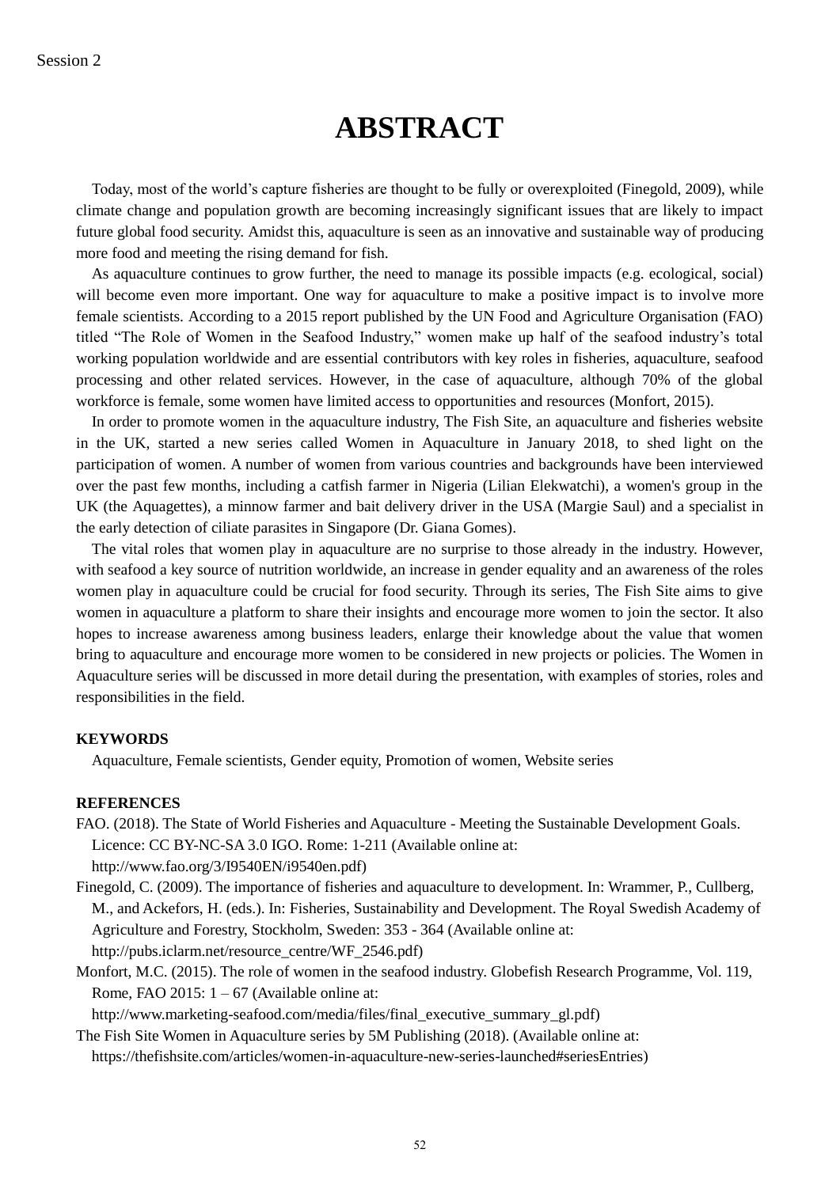# ABSTRACT

Today, most of the world's capture fisheries are thought to be fully or overexploited (Finegold, 2009), while climate change and population growth are becoming increasingly significant issues that are likely to impact future global food security. Amidst this, aquaculture is seen as an innovative and sustainable way of producing more food and meeting the rising demand for fish.

As aquaculture continues to grow further, the need to manage its possible impacts (e.g. ecological, social) will become even more important. One way for aquaculture to make a positive impact is to involve more female scientists. According to a 2015 report published by the UN Food and Agriculture Organisation (FAO) titled "The Role of Women in the Seafood Industry," women make up half of the seafood industry's total working population worldwide and are essential contributors with key roles in fisheries, aquaculture, seafood processing and other related services. However, in the case of aquaculture, although 70% of the global workforce is female, some women have limited access to opportunities and resources (Monfort, 2015).

In order to promote women in the aquaculture industry, The Fish Site, an aquaculture and fisheries website in the UK, started a new series called Women in Aquaculture in January 2018, to shed light on the participation of women. A number of women from various countries and backgrounds have been interviewed over the past few months, including a catfish farmer in Nigeria (Lilian Elekwatchi), a women's group in the UK (the Aquagettes), a minnow farmer and bait delivery driver in the USA (Margie Saul) and a specialist in the early detection of ciliate parasites in Singapore (Dr. Giana Gomes).

The vital roles that women play in aquaculture are no surprise to those already in the industry. However, with seafood a key source of nutrition worldwide, an increase in gender equality and an awareness of the roles women play in aquaculture could be crucial for food security. Through its series, The Fish Site aims to give women in aquaculture a platform to share their insights and encourage more women to join the sector. It also hopes to increase awareness among business leaders, enlarge their knowledge about the value that women bring to aquaculture and encourage more women to be considered in new projects or policies. The Women in Aquaculture series will be discussed in more detail during the presentation, with examples of stories, roles and responsibilities in the field.

**KEYWORDS**

Aquaculture, Female scientists, Gender equity, Promotion of women, Website series

**REFERENCES**

FAO. (2018). The State of World Fisheries and Aquaculture - Meeting the Sustainable Development Goals. Licence: CC BY-NC-SA 3.0 IGO. Rome: 1-211 (Available online at: http://www.fao.org/3/I9540EN/i9540en.pdf)

Finegold, C. (2009). The importance of fisheries and aquaculture to development. In: Wrammer, P., Cullberg, M., and Ackefors, H. (eds.). In: Fisheries, Sustainability and Development. The Royal Swedish Academy of Agriculture and Forestry, Stockholm, Sweden: 353 - 364 (Available online at: http://pubs.iclarm.net/resource_centre/WF_2546.pdf)

Monfort, M.C. (2015). The role of women in the seafood industry. Globefish Research Programme, Vol. 119, Rome, FAO 2015: 1 – 67 (Available online at: http://www.marketing-seafood.com/media/files/final_executive_summary_gl.pdf)

The Fish Site Women in Aquaculture series by 5M Publishing (2018). (Available online at: https://thefishsite.com/articles/women-in-aquaculture-new-series-launched#seriesEntries)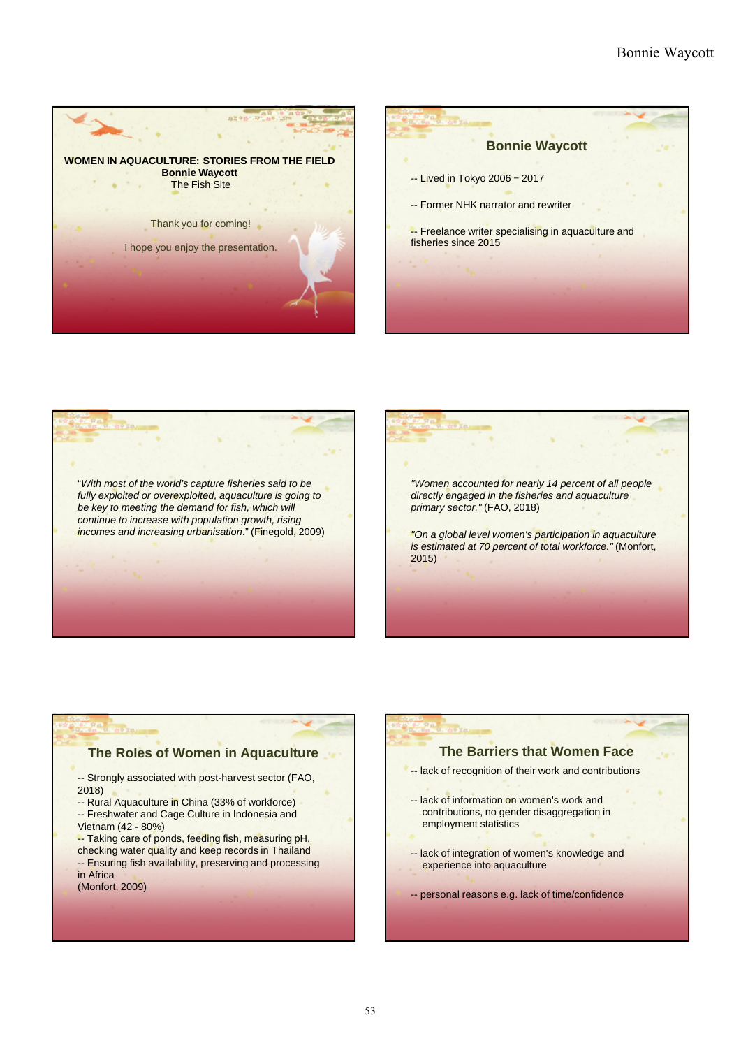**WOMEN IN AQUACULTURE: STORIES FROM THE FIELD**
**Bonnie Waycott**
The Fish Site

Thank you for coming!

I hope you enjoy the presentation.

## Bonnie Waycott

-- Lived in Tokyo 2006 – 2017

-- Former NHK narrator and rewriter

-- Freelance writer specialising in aquaculture and fisheries since 2015

"*With most of the world's capture fisheries said to be fully exploited or overexploited, aquaculture is going to be key to meeting the demand for fish, which will continue to increase with population growth, rising incomes and increasing urbanisation*." (Finegold, 2009)

*"Women accounted for nearly 14 percent of all people directly engaged in the fisheries and aquaculture primary sector."* (FAO, 2018)

*"On a global level women's participation in aquaculture is estimated at 70 percent of total workforce."* (Monfort, 2015)

## The Roles of Women in Aquaculture

-- Strongly associated with post-harvest sector (FAO, 2018)
-- Rural Aquaculture in China (33% of workforce)
-- Freshwater and Cage Culture in Indonesia and Vietnam (42 - 80%)
-- Taking care of ponds, feeding fish, measuring pH, checking water quality and keep records in Thailand
-- Ensuring fish availability, preserving and processing in Africa
(Monfort, 2009)

## The Barriers that Women Face

-- lack of recognition of their work and contributions

-- lack of information on women's work and contributions, no gender disaggregation in employment statistics

-- lack of integration of women's knowledge and experience into aquaculture

-- personal reasons e.g. lack of time/confidence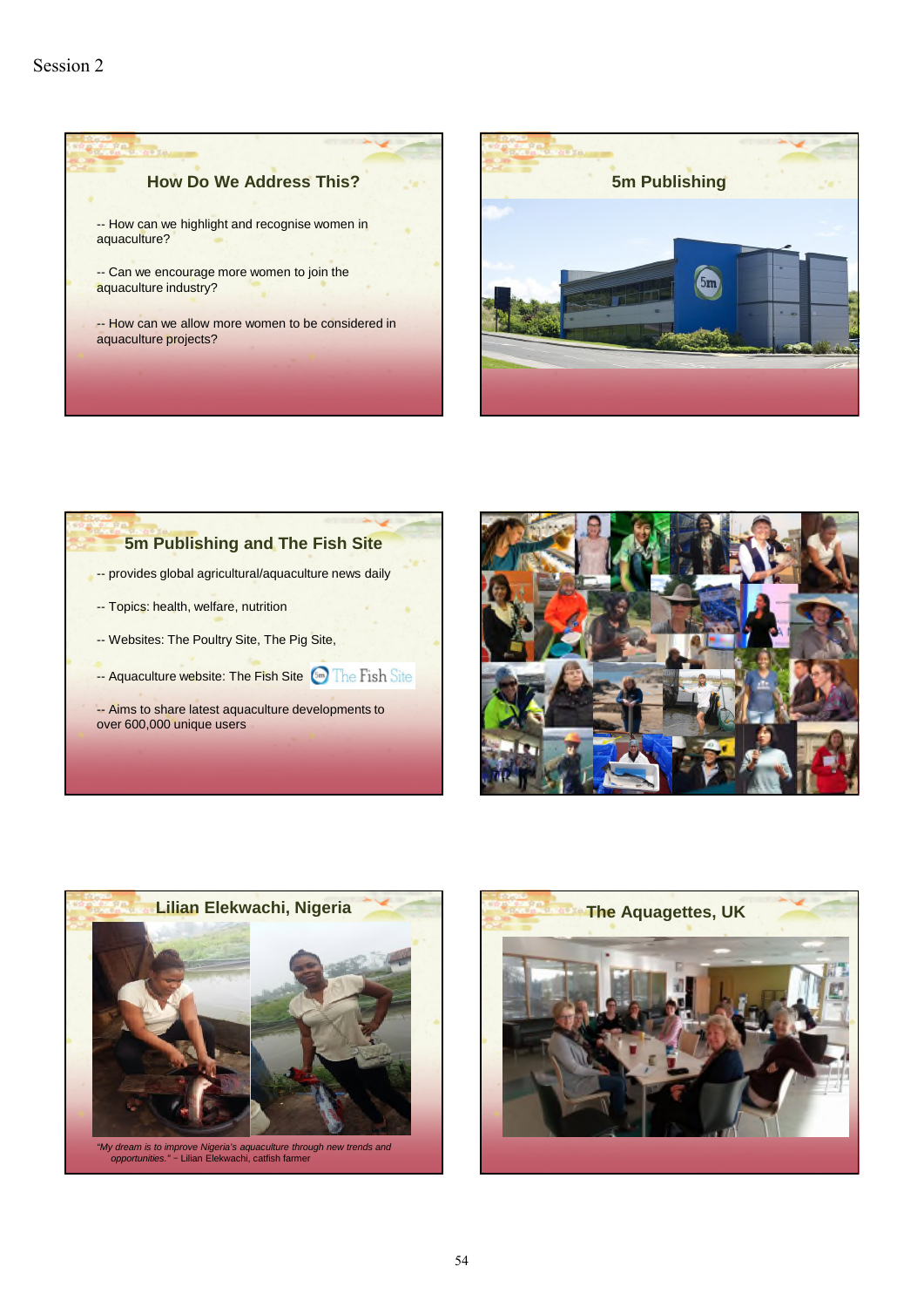Session 2

## How Do We Address This?

-- How can we highlight and recognise women in aquaculture?

-- Can we encourage more women to join the aquaculture industry?

-- How can we allow more women to be considered in aquaculture projects?

## 5m Publishing

## 5m Publishing and The Fish Site

-- provides global agricultural/aquaculture news daily

-- Topics: health, welfare, nutrition

-- Websites: The Poultry Site, The Pig Site,

-- Aquaculture website: The Fish Site

-- Aims to share latest aquaculture developments to over 600,000 unique users

## Lilian Elekwachi, Nigeria

*"My dream is to improve Nigeria's aquaculture through new trends and opportunities."* – Lilian Elekwachi, catfish farmer

## The Aquagettes, UK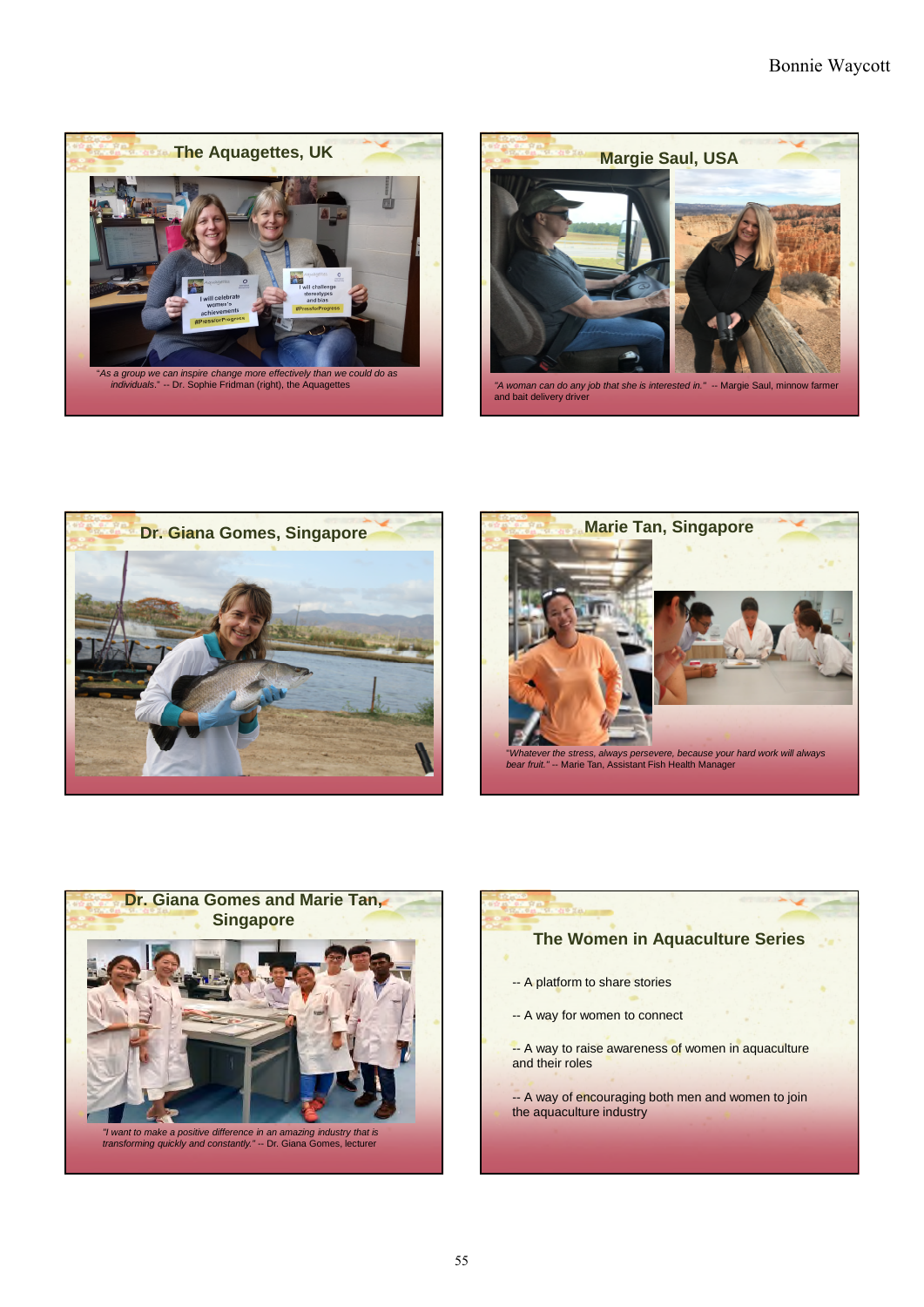## The Aquagettes, UK

"*As a group we can inspire change more effectively than we could do as individuals*." -- Dr. Sophie Fridman (right), the Aquagettes

## Margie Saul, USA

"*A woman can do any job that she is interested in.*" -- Margie Saul, minnow farmer and bait delivery driver

## Dr. Giana Gomes, Singapore

## Marie Tan, Singapore

"*Whatever the stress, always persevere, because your hard work will always bear fruit.*" -- Marie Tan, Assistant Fish Health Manager

## Dr. Giana Gomes and Marie Tan, Singapore

"*I want to make a positive difference in an amazing industry that is transforming quickly and constantly.*" -- Dr. Giana Gomes, lecturer

## The Women in Aquaculture Series

-- A platform to share stories

-- A way for women to connect

-- A way to raise awareness of women in aquaculture and their roles

-- A way of encouraging both men and women to join the aquaculture industry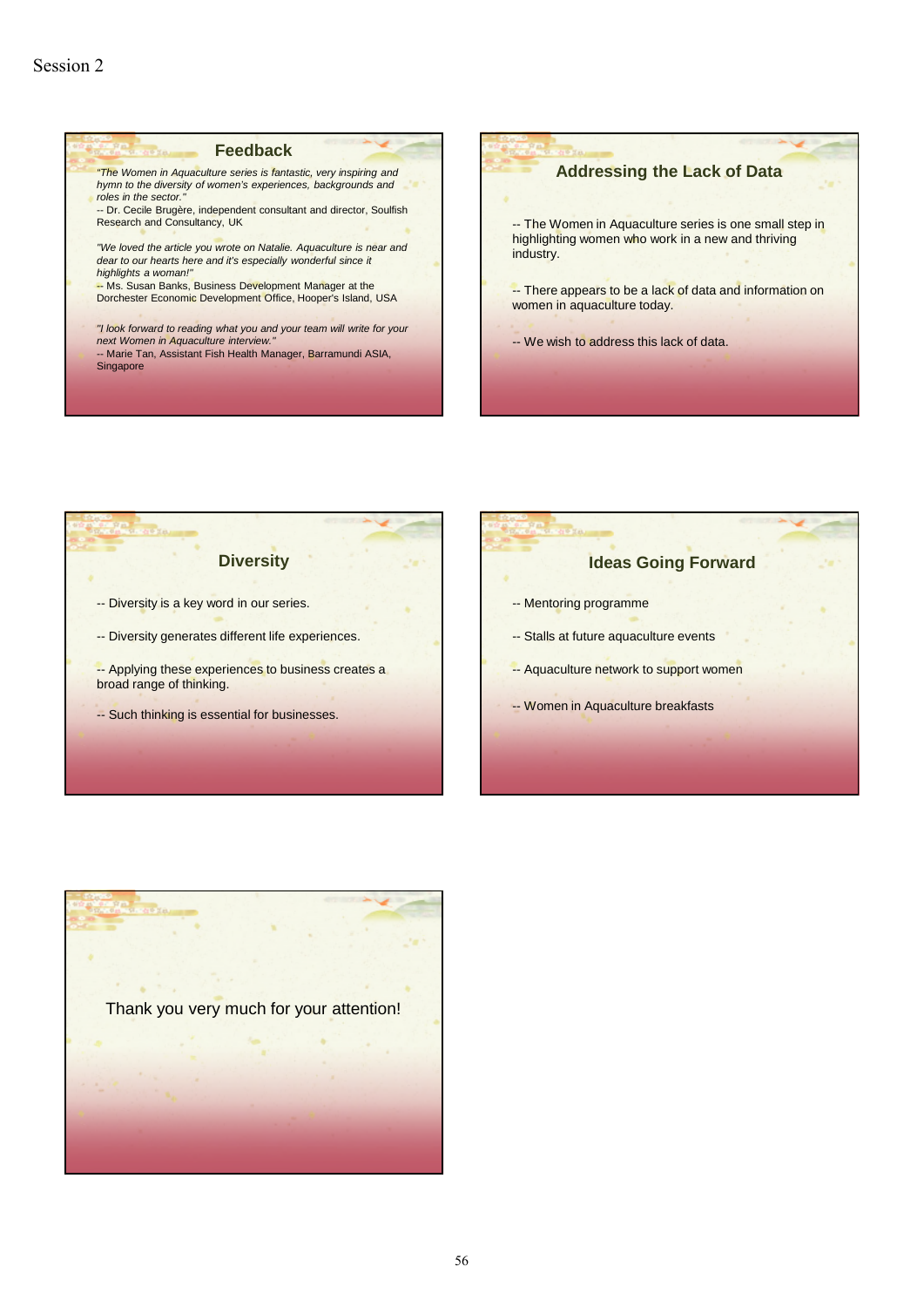Session 2

## Feedback

*"The Women in Aquaculture series is fantastic, very inspiring and hymn to the diversity of women's experiences, backgrounds and roles in the sector."*
-- Dr. Cecile Brugère, independent consultant and director, Soulfish Research and Consultancy, UK

*"We loved the article you wrote on Natalie. Aquaculture is near and dear to our hearts here and it's especially wonderful since it highlights a woman!"*
-- Ms. Susan Banks, Business Development Manager at the Dorchester Economic Development Office, Hooper's Island, USA

*"I look forward to reading what you and your team will write for your next Women in Aquaculture interview."*
-- Marie Tan, Assistant Fish Health Manager, Barramundi ASIA, Singapore

## Addressing the Lack of Data

-- The Women in Aquaculture series is one small step in highlighting women who work in a new and thriving industry.

-- There appears to be a lack of data and information on women in aquaculture today.

-- We wish to address this lack of data.

## Diversity

-- Diversity is a key word in our series.

-- Diversity generates different life experiences.

-- Applying these experiences to business creates a broad range of thinking.

-- Such thinking is essential for businesses.

## Ideas Going Forward

-- Mentoring programme

-- Stalls at future aquaculture events

-- Aquaculture network to support women

-- Women in Aquaculture breakfasts

Thank you very much for your attention!